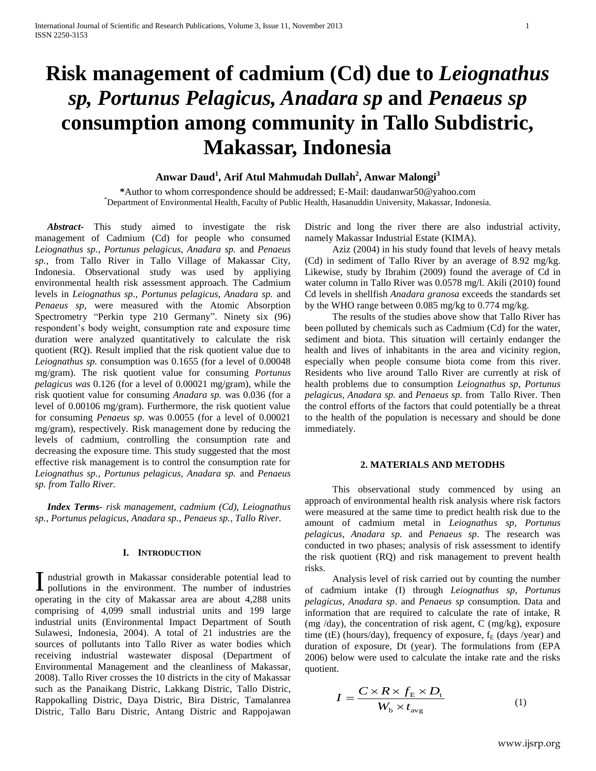# Risk management of cadmium (Cd) due to *Leiognathus sp, Portunus Pelagicus, Anadara sp* and *Penaeus sp* consumption among community in Tallo Subdistric, Makassar, Indonesia

**Anwar Daud[1], Arif Atul Mahmudah Dullah[2], Anwar Malongi[3]**

**\***Author to whom correspondence should be addressed; E-Mail: daudanwar50@yahoo.com
[*]Department of Environmental Health, Faculty of Public Health, Hasanuddin University, Makassar, Indonesia.

***Abstract-*** This study aimed to investigate the risk management of Cadmium (Cd) for people who consumed *Leiognathus sp., Portunus pelagicus, Anadara sp.* and *Penaeus sp.,* from Tallo River in Tallo Village of Makassar City, Indonesia. Observational study was used by appliying environmental health risk assessment approach. The Cadmium levels in *Leiognathus sp., Portunus pelagicus, Anadara sp.* and *Penaeus sp,* were measured with the Atomic Absorption Spectrometry "Perkin type 210 Germany". Ninety six (96) respondent's body weight, consumption rate and exposure time duration were analyzed quantitatively to calculate the risk quotient (RQ). Result implied that the risk quotient value due to *Leiognathus sp.* consumption was 0.1655 (for a level of 0.00048 mg/gram). The risk quotient value for consuming *Portunus pelagicus was* 0.126 (for a level of 0.00021 mg/gram), while the risk quotient value for consuming *Anadara sp.* was 0.036 (for a level of 0.00106 mg/gram). Furthermore, the risk quotient value for consuming *Penaeus sp.* was 0.0055 (for a level of 0.00021 mg/gram), respectively. Risk management done by reducing the levels of cadmium, controlling the consumption rate and decreasing the exposure time. This study suggested that the most effective risk management is to control the consumption rate for *Leiognathus sp., Portunus pelagicus, Anadara sp.* and *Penaeus sp. from Tallo River.*

***Index Terms-*** *risk management, cadmium (Cd), Leiognathus sp., Portunus pelagicus, Anadara sp., Penaeus sp., Tallo River.*

## I. Introduction

Industrial growth in Makassar considerable potential lead to pollutions in the environment. The number of industries operating in the city of Makassar area are about 4,288 units comprising of 4,099 small industrial units and 199 large industrial units (Environmental Impact Department of South Sulawesi, Indonesia, 2004). A total of 21 industries are the sources of pollutants into Tallo River as water bodies which receiving industrial wastewater disposal (Department of Environmental Management and the cleanliness of Makassar, 2008). Tallo River crosses the 10 districts in the city of Makassar such as the Panaikang Distric, Lakkang Distric, Tallo Distric, Rappokalling Distric, Daya Distric, Bira Distric, Tamalanrea Distric, Tallo Baru Distric, Antang Distric and Rappojawan Distric and long the river there are also industrial activity, namely Makassar Industrial Estate (KIMA).

Aziz (2004) in his study found that levels of heavy metals (Cd) in sediment of Tallo River by an average of 8.92 mg/kg. Likewise, study by Ibrahim (2009) found the average of Cd in water column in Tallo River was 0.0578 mg/l. Akili (2010) found Cd levels in shellfish *Anadara granosa* exceeds the standards set by the WHO range between 0.085 mg/kg to 0.774 mg/kg.

The results of the studies above show that Tallo River has been polluted by chemicals such as Cadmium (Cd) for the water, sediment and biota. This situation will certainly endanger the health and lives of inhabitants in the area and vicinity region, especially when people consume biota come from this river. Residents who live around Tallo River are currently at risk of health problems due to consumption *Leiognathus sp, Portunus pelagicus, Anadara sp.* and *Penaeus sp.* from Tallo River. Then the control efforts of the factors that could potentially be a threat to the health of the population is necessary and should be done immediately.

## 2. MATERIALS AND METODHS

This observational study commenced by using an approach of environmental health risk analysis where risk factors were measured at the same time to predict health risk due to the amount of cadmium metal in *Leiognathus sp, Portunus pelagicus, Anadara sp.* and *Penaeus sp*. The research was conducted in two phases; analysis of risk assessment to identify the risk quotient (RQ) and risk management to prevent health risks.

Analysis level of risk carried out by counting the number of cadmium intake (I) through *Leiognathus sp, Portunus pelagicus, Anadara sp*. and *Penaeus sp* consumption. Data and information that are required to calculate the rate of intake, R (mg /day), the concentration of risk agent, C (mg/kg), exposure time (tE) (hours/day), frequency of exposure, $f_E$ (days /year) and duration of exposure, Dt (year). The formulations from (EPA 2006) below were used to calculate the intake rate and the risks quotient.

$$I = \frac{C \times R \times f_E \times D_t}{W_b \times t_{avg}} \qquad (1)$$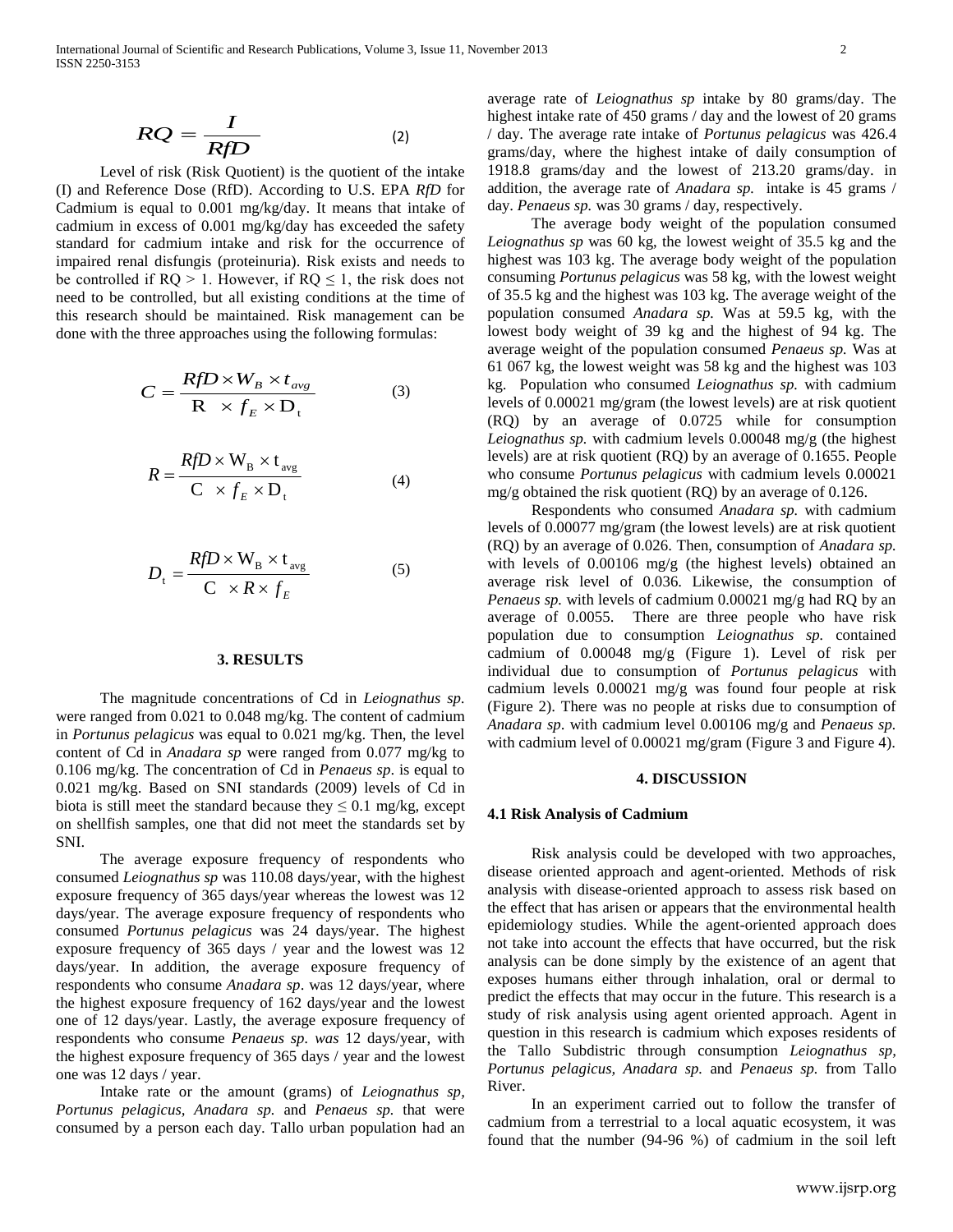$$RQ = \frac{I}{RfD} \quad (2)$$

Level of risk (Risk Quotient) is the quotient of the intake (I) and Reference Dose (RfD). According to U.S. EPA *RfD* for Cadmium is equal to 0.001 mg/kg/day. It means that intake of cadmium in excess of 0.001 mg/kg/day has exceeded the safety standard for cadmium intake and risk for the occurrence of impaired renal disfungis (proteinuria). Risk exists and needs to be controlled if RQ > 1. However, if RQ ≤ 1, the risk does not need to be controlled, but all existing conditions at the time of this research should be maintained. Risk management can be done with the three approaches using the following formulas:

$$C = \frac{RfD \times W_B \times t_{avg}}{R \times f_E \times D_t} \quad (3)$$

$$R = \frac{RfD \times W_B \times t_{avg}}{C \times f_E \times D_t} \quad (4)$$

$$D_t = \frac{RfD \times W_B \times t_{avg}}{C \times R \times f_E} \quad (5)$$

## 3. RESULTS

The magnitude concentrations of Cd in *Leiognathus sp.* were ranged from 0.021 to 0.048 mg/kg. The content of cadmium in *Portunus pelagicus* was equal to 0.021 mg/kg. Then, the level content of Cd in *Anadara sp* were ranged from 0.077 mg/kg to 0.106 mg/kg. The concentration of Cd in *Penaeus sp.* is equal to 0.021 mg/kg. Based on SNI standards (2009) levels of Cd in biota is still meet the standard because they ≤ 0.1 mg/kg, except on shellfish samples, one that did not meet the standards set by SNI.

The average exposure frequency of respondents who consumed *Leiognathus sp* was 110.08 days/year, with the highest exposure frequency of 365 days/year whereas the lowest was 12 days/year. The average exposure frequency of respondents who consumed *Portunus pelagicus* was 24 days/year. The highest exposure frequency of 365 days / year and the lowest was 12 days/year. In addition, the average exposure frequency of respondents who consume *Anadara sp*. was 12 days/year, where the highest exposure frequency of 162 days/year and the lowest one of 12 days/year. Lastly, the average exposure frequency of respondents who consume *Penaeus sp. was* 12 days/year, with the highest exposure frequency of 365 days / year and the lowest one was 12 days / year.

Intake rate or the amount (grams) of *Leiognathus sp, Portunus pelagicus, Anadara sp.* and *Penaeus sp.* that were consumed by a person each day. Tallo urban population had an average rate of *Leiognathus sp* intake by 80 grams/day. The highest intake rate of 450 grams / day and the lowest of 20 grams / day. The average rate intake of *Portunus pelagicus* was 426.4 grams/day, where the highest intake of daily consumption of 1918.8 grams/day and the lowest of 213.20 grams/day. in addition, the average rate of *Anadara sp.* intake is 45 grams / day. *Penaeus sp.* was 30 grams / day, respectively.

The average body weight of the population consumed *Leiognathus sp* was 60 kg, the lowest weight of 35.5 kg and the highest was 103 kg. The average body weight of the population consuming *Portunus pelagicus* was 58 kg, with the lowest weight of 35.5 kg and the highest was 103 kg. The average weight of the population consumed *Anadara sp.* Was at 59.5 kg, with the lowest body weight of 39 kg and the highest of 94 kg. The average weight of the population consumed *Penaeus sp.* Was at 61 067 kg, the lowest weight was 58 kg and the highest was 103 kg. Population who consumed *Leiognathus sp.* with cadmium levels of 0.00021 mg/gram (the lowest levels) are at risk quotient (RQ) by an average of 0.0725 while for consumption *Leiognathus sp.* with cadmium levels 0.00048 mg/g (the highest levels) are at risk quotient (RQ) by an average of 0.1655. People who consume *Portunus pelagicus* with cadmium levels 0.00021 mg/g obtained the risk quotient (RQ) by an average of 0.126.

Respondents who consumed *Anadara sp.* with cadmium levels of 0.00077 mg/gram (the lowest levels) are at risk quotient (RQ) by an average of 0.026. Then, consumption of *Anadara sp.* with levels of 0.00106 mg/g (the highest levels) obtained an average risk level of 0.036. Likewise, the consumption of *Penaeus sp.* with levels of cadmium 0.00021 mg/g had RQ by an average of 0.0055. There are three people who have risk population due to consumption *Leiognathus sp.* contained cadmium of 0.00048 mg/g (Figure 1). Level of risk per individual due to consumption of *Portunus pelagicus* with cadmium levels 0.00021 mg/g was found four people at risk (Figure 2). There was no people at risks due to consumption of *Anadara sp*. with cadmium level 0.00106 mg/g and *Penaeus sp.* with cadmium level of 0.00021 mg/gram (Figure 3 and Figure 4).

## 4. DISCUSSION

### 4.1 Risk Analysis of Cadmium

Risk analysis could be developed with two approaches, disease oriented approach and agent-oriented. Methods of risk analysis with disease-oriented approach to assess risk based on the effect that has arisen or appears that the environmental health epidemiology studies. While the agent-oriented approach does not take into account the effects that have occurred, but the risk analysis can be done simply by the existence of an agent that exposes humans either through inhalation, oral or dermal to predict the effects that may occur in the future. This research is a study of risk analysis using agent oriented approach. Agent in question in this research is cadmium which exposes residents of the Tallo Subdistric through consumption *Leiognathus sp, Portunus pelagicus, Anadara sp.* and *Penaeus sp.* from Tallo River.

In an experiment carried out to follow the transfer of cadmium from a terrestrial to a local aquatic ecosystem, it was found that the number (94-96 %) of cadmium in the soil left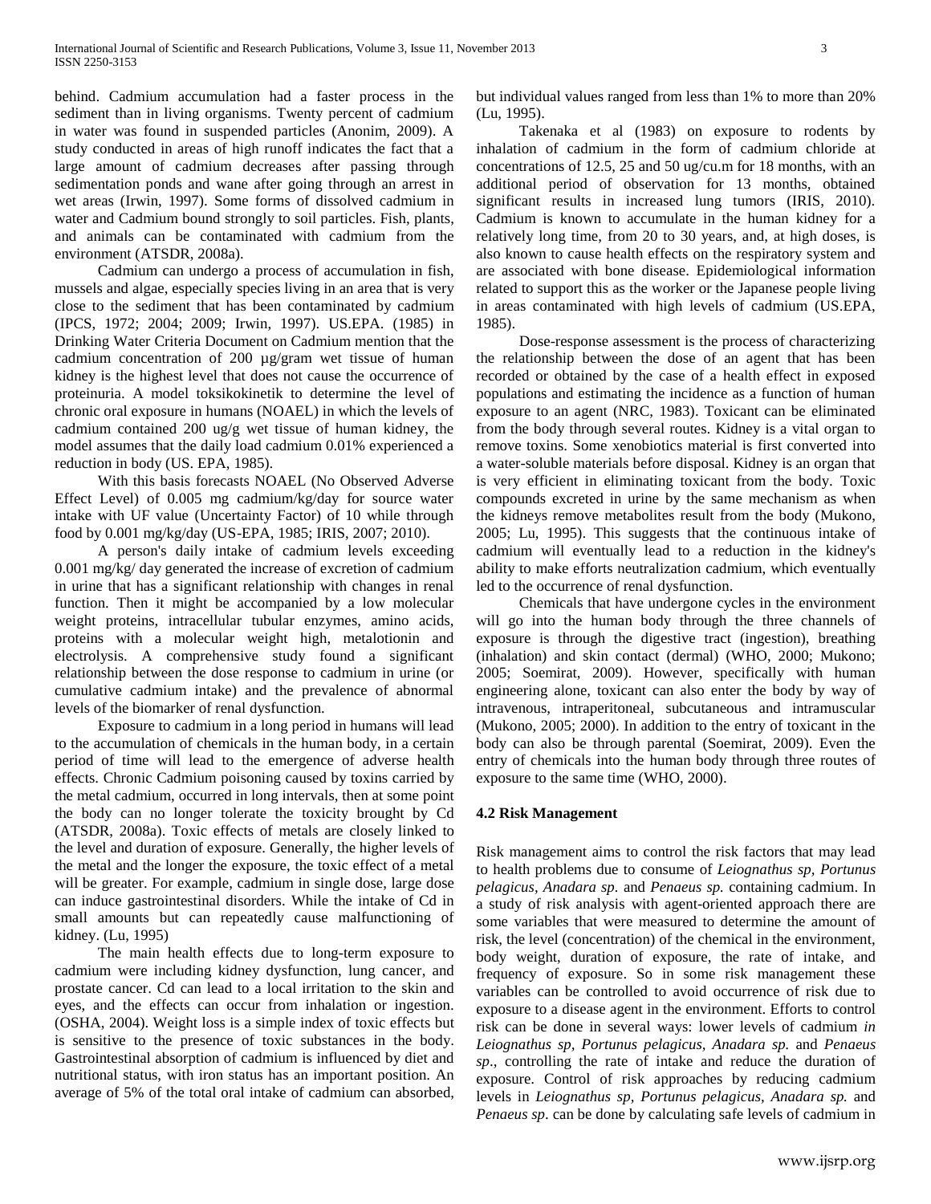behind. Cadmium accumulation had a faster process in the sediment than in living organisms. Twenty percent of cadmium in water was found in suspended particles (Anonim, 2009). A study conducted in areas of high runoff indicates the fact that a large amount of cadmium decreases after passing through sedimentation ponds and wane after going through an arrest in wet areas (Irwin, 1997). Some forms of dissolved cadmium in water and Cadmium bound strongly to soil particles. Fish, plants, and animals can be contaminated with cadmium from the environment (ATSDR, 2008a).

Cadmium can undergo a process of accumulation in fish, mussels and algae, especially species living in an area that is very close to the sediment that has been contaminated by cadmium (IPCS, 1972; 2004; 2009; Irwin, 1997). US.EPA. (1985) in Drinking Water Criteria Document on Cadmium mention that the cadmium concentration of 200 µg/gram wet tissue of human kidney is the highest level that does not cause the occurrence of proteinuria. A model toksikokinetik to determine the level of chronic oral exposure in humans (NOAEL) in which the levels of cadmium contained 200 ug/g wet tissue of human kidney, the model assumes that the daily load cadmium 0.01% experienced a reduction in body (US. EPA, 1985).

With this basis forecasts NOAEL (No Observed Adverse Effect Level) of 0.005 mg cadmium/kg/day for source water intake with UF value (Uncertainty Factor) of 10 while through food by 0.001 mg/kg/day (US-EPA, 1985; IRIS, 2007; 2010).

A person's daily intake of cadmium levels exceeding 0.001 mg/kg/ day generated the increase of excretion of cadmium in urine that has a significant relationship with changes in renal function. Then it might be accompanied by a low molecular weight proteins, intracellular tubular enzymes, amino acids, proteins with a molecular weight high, metalotionin and electrolysis. A comprehensive study found a significant relationship between the dose response to cadmium in urine (or cumulative cadmium intake) and the prevalence of abnormal levels of the biomarker of renal dysfunction.

Exposure to cadmium in a long period in humans will lead to the accumulation of chemicals in the human body, in a certain period of time will lead to the emergence of adverse health effects. Chronic Cadmium poisoning caused by toxins carried by the metal cadmium, occurred in long intervals, then at some point the body can no longer tolerate the toxicity brought by Cd (ATSDR, 2008a). Toxic effects of metals are closely linked to the level and duration of exposure. Generally, the higher levels of the metal and the longer the exposure, the toxic effect of a metal will be greater. For example, cadmium in single dose, large dose can induce gastrointestinal disorders. While the intake of Cd in small amounts but can repeatedly cause malfunctioning of kidney. (Lu, 1995)

The main health effects due to long-term exposure to cadmium were including kidney dysfunction, lung cancer, and prostate cancer. Cd can lead to a local irritation to the skin and eyes, and the effects can occur from inhalation or ingestion. (OSHA, 2004). Weight loss is a simple index of toxic effects but is sensitive to the presence of toxic substances in the body. Gastrointestinal absorption of cadmium is influenced by diet and nutritional status, with iron status has an important position. An average of 5% of the total oral intake of cadmium can absorbed, but individual values ranged from less than 1% to more than 20% (Lu, 1995).

Takenaka et al (1983) on exposure to rodents by inhalation of cadmium in the form of cadmium chloride at concentrations of 12.5, 25 and 50 ug/cu.m for 18 months, with an additional period of observation for 13 months, obtained significant results in increased lung tumors (IRIS, 2010). Cadmium is known to accumulate in the human kidney for a relatively long time, from 20 to 30 years, and, at high doses, is also known to cause health effects on the respiratory system and are associated with bone disease. Epidemiological information related to support this as the worker or the Japanese people living in areas contaminated with high levels of cadmium (US.EPA, 1985).

Dose-response assessment is the process of characterizing the relationship between the dose of an agent that has been recorded or obtained by the case of a health effect in exposed populations and estimating the incidence as a function of human exposure to an agent (NRC, 1983). Toxicant can be eliminated from the body through several routes. Kidney is a vital organ to remove toxins. Some xenobiotics material is first converted into a water-soluble materials before disposal. Kidney is an organ that is very efficient in eliminating toxicant from the body. Toxic compounds excreted in urine by the same mechanism as when the kidneys remove metabolites result from the body (Mukono, 2005; Lu, 1995). This suggests that the continuous intake of cadmium will eventually lead to a reduction in the kidney's ability to make efforts neutralization cadmium, which eventually led to the occurrence of renal dysfunction.

Chemicals that have undergone cycles in the environment will go into the human body through the three channels of exposure is through the digestive tract (ingestion), breathing (inhalation) and skin contact (dermal) (WHO, 2000; Mukono; 2005; Soemirat, 2009). However, specifically with human engineering alone, toxicant can also enter the body by way of intravenous, intraperitoneal, subcutaneous and intramuscular (Mukono, 2005; 2000). In addition to the entry of toxicant in the body can also be through parental (Soemirat, 2009). Even the entry of chemicals into the human body through three routes of exposure to the same time (WHO, 2000).

### 4.2 Risk Management

Risk management aims to control the risk factors that may lead to health problems due to consume of *Leiognathus sp*, *Portunus pelagicus*, *Anadara sp.* and *Penaeus sp.* containing cadmium. In a study of risk analysis with agent-oriented approach there are some variables that were measured to determine the amount of risk, the level (concentration) of the chemical in the environment, body weight, duration of exposure, the rate of intake, and frequency of exposure. So in some risk management these variables can be controlled to avoid occurrence of risk due to exposure to a disease agent in the environment. Efforts to control risk can be done in several ways: lower levels of cadmium *in Leiognathus sp*, *Portunus pelagicus*, *Anadara sp.* and *Penaeus sp*., controlling the rate of intake and reduce the duration of exposure. Control of risk approaches by reducing cadmium levels in *Leiognathus sp*, *Portunus pelagicus*, *Anadara sp.* and *Penaeus sp*. can be done by calculating safe levels of cadmium in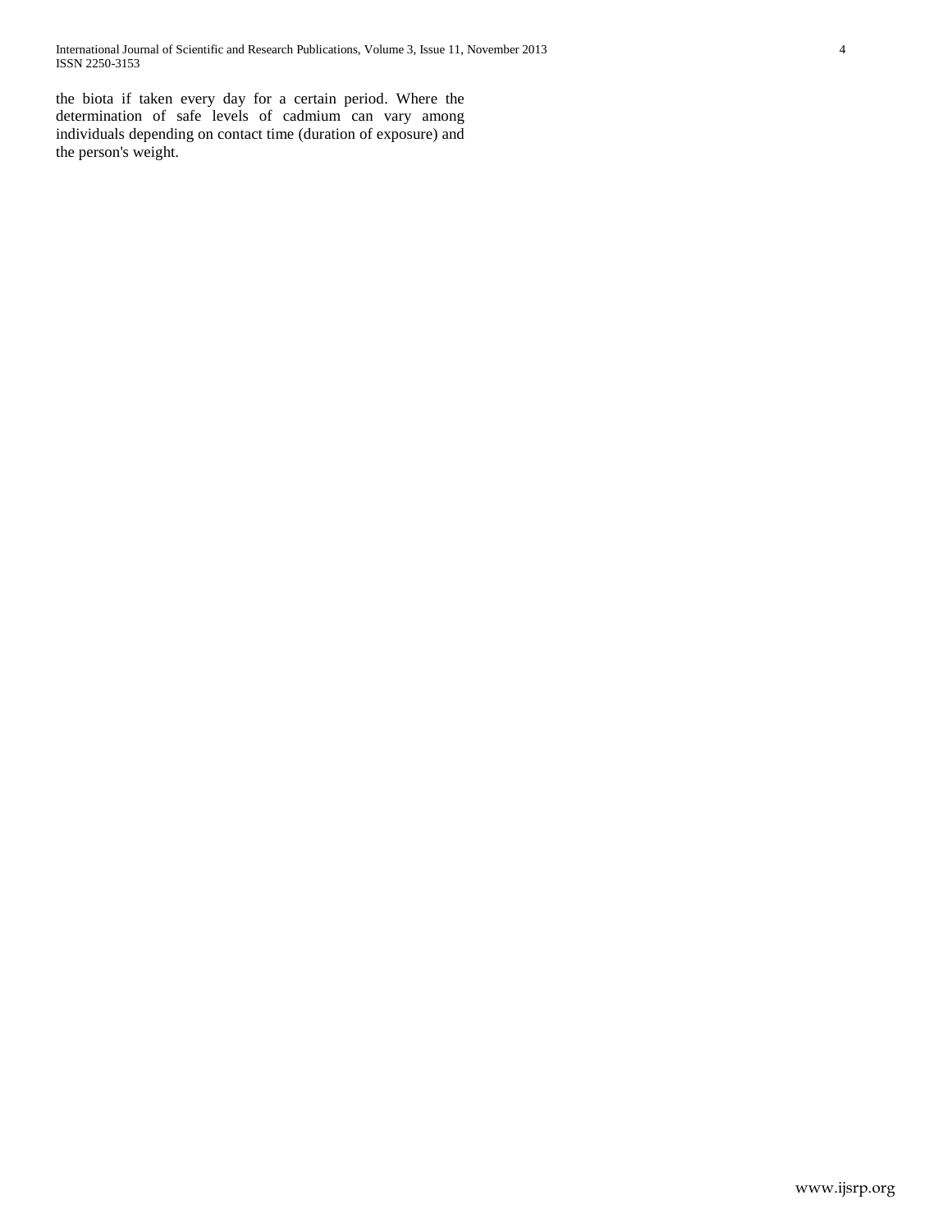the biota if taken every day for a certain period. Where the determination of safe levels of cadmium can vary among individuals depending on contact time (duration of exposure) and the person's weight.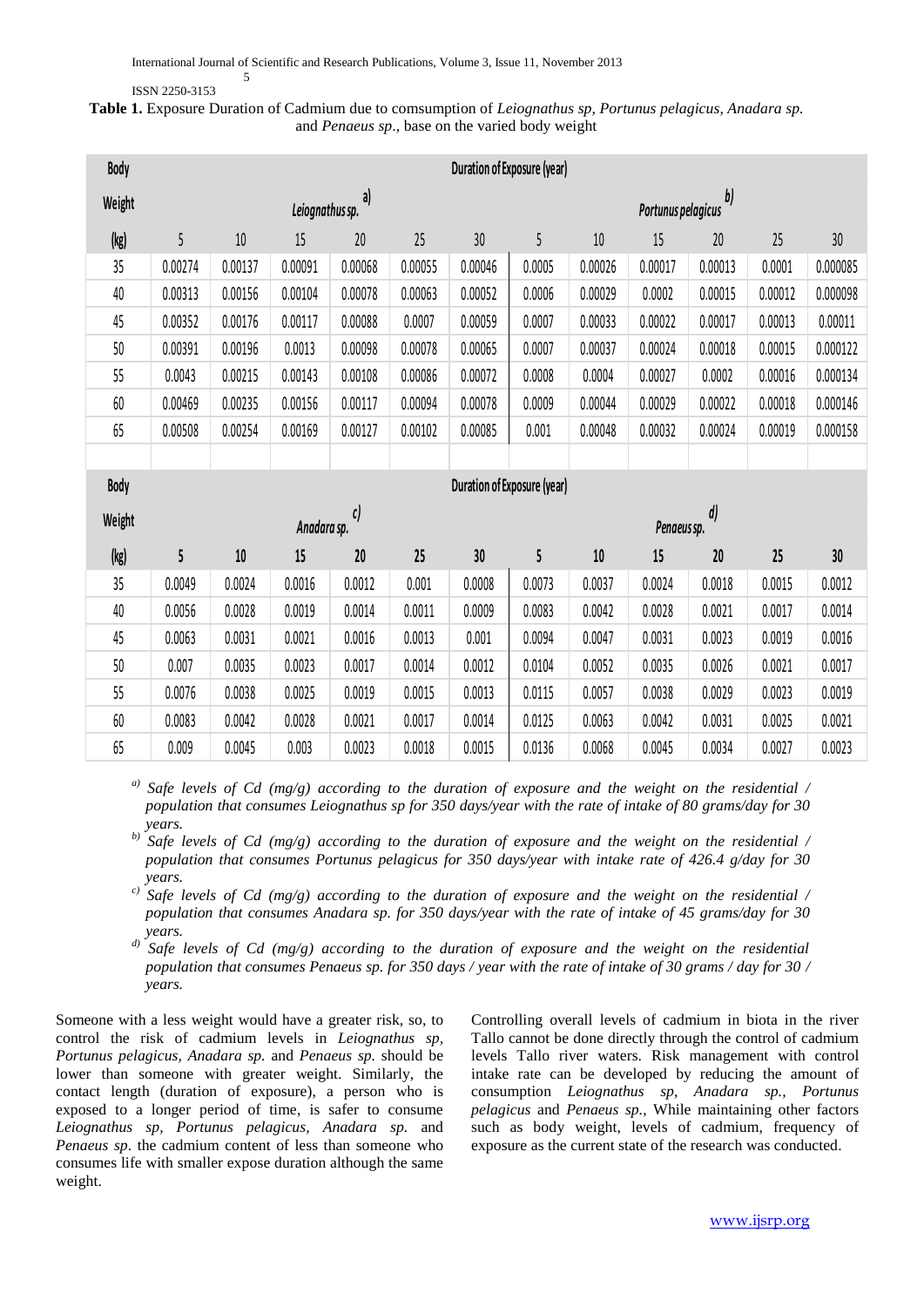**Table 1.** Exposure Duration of Cadmium due to comsumption of *Leiognathus sp, Portunus pelagicus, Anadara sp.* and *Penaeus sp*., base on the varied body weight

| Body Weight (kg) | Duration of Exposure (year) | | | | | | | | | | | |
|---|---|---|---|---|---|---|---|---|---|---|---|---|
| | *Leiognathus sp.* [a] | | | | | | *Portunus pelagicus* [b] | | | | | |
| | 5 | 10 | 15 | 20 | 25 | 30 | 5 | 10 | 15 | 20 | 25 | 30 |
| 35 | 0.00274 | 0.00137 | 0.00091 | 0.00068 | 0.00055 | 0.00046 | 0.0005 | 0.00026 | 0.00017 | 0.00013 | 0.0001 | 0.000085 |
| 40 | 0.00313 | 0.00156 | 0.00104 | 0.00078 | 0.00063 | 0.00052 | 0.0006 | 0.00029 | 0.0002 | 0.00015 | 0.00012 | 0.000098 |
| 45 | 0.00352 | 0.00176 | 0.00117 | 0.00088 | 0.0007 | 0.00059 | 0.0007 | 0.00033 | 0.00022 | 0.00017 | 0.00013 | 0.00011 |
| 50 | 0.00391 | 0.00196 | 0.0013 | 0.00098 | 0.00078 | 0.00065 | 0.0007 | 0.00037 | 0.00024 | 0.00018 | 0.00015 | 0.000122 |
| 55 | 0.0043 | 0.00215 | 0.00143 | 0.00108 | 0.00086 | 0.00072 | 0.0008 | 0.0004 | 0.00027 | 0.0002 | 0.00016 | 0.000134 |
| 60 | 0.00469 | 0.00235 | 0.00156 | 0.00117 | 0.00094 | 0.00078 | 0.0009 | 0.00044 | 0.00029 | 0.00022 | 0.00018 | 0.000146 |
| 65 | 0.00508 | 0.00254 | 0.00169 | 0.00127 | 0.00102 | 0.00085 | 0.001 | 0.00048 | 0.00032 | 0.00024 | 0.00019 | 0.000158 |
| **Body Weight (kg)** | **Duration of Exposure (year)** | | | | | | | | | | | |
| | *Anadara sp.* [c] | | | | | | *Penaeus sp.* [d] | | | | | |
| | **5** | **10** | **15** | **20** | **25** | **30** | **5** | **10** | **15** | **20** | **25** | **30** |
| 35 | 0.0049 | 0.0024 | 0.0016 | 0.0012 | 0.001 | 0.0008 | 0.0073 | 0.0037 | 0.0024 | 0.0018 | 0.0015 | 0.0012 |
| 40 | 0.0056 | 0.0028 | 0.0019 | 0.0014 | 0.0011 | 0.0009 | 0.0083 | 0.0042 | 0.0028 | 0.0021 | 0.0017 | 0.0014 |
| 45 | 0.0063 | 0.0031 | 0.0021 | 0.0016 | 0.0013 | 0.001 | 0.0094 | 0.0047 | 0.0031 | 0.0023 | 0.0019 | 0.0016 |
| 50 | 0.007 | 0.0035 | 0.0023 | 0.0017 | 0.0014 | 0.0012 | 0.0104 | 0.0052 | 0.0035 | 0.0026 | 0.0021 | 0.0017 |
| 55 | 0.0076 | 0.0038 | 0.0025 | 0.0019 | 0.0015 | 0.0013 | 0.0115 | 0.0057 | 0.0038 | 0.0029 | 0.0023 | 0.0019 |
| 60 | 0.0083 | 0.0042 | 0.0028 | 0.0021 | 0.0017 | 0.0014 | 0.0125 | 0.0063 | 0.0042 | 0.0031 | 0.0025 | 0.0021 |
| 65 | 0.009 | 0.0045 | 0.003 | 0.0023 | 0.0018 | 0.0015 | 0.0136 | 0.0068 | 0.0045 | 0.0034 | 0.0027 | 0.0023 |

[a] *Safe levels of Cd (mg/g) according to the duration of exposure and the weight on the residential / population that consumes Leiognathus sp for 350 days/year with the rate of intake of 80 grams/day for 30 years.*

[b] *Safe levels of Cd (mg/g) according to the duration of exposure and the weight on the residential / population that consumes Portunus pelagicus for 350 days/year with intake rate of 426.4 g/day for 30 years.*

[c] *Safe levels of Cd (mg/g) according to the duration of exposure and the weight on the residential / population that consumes Anadara sp. for 350 days/year with the rate of intake of 45 grams/day for 30 years.*

[d] *Safe levels of Cd (mg/g) according to the duration of exposure and the weight on the residential population that consumes Penaeus sp. for 350 days / year with the rate of intake of 30 grams / day for 30 / years.*

Someone with a less weight would have a greater risk, so, to control the risk of cadmium levels in *Leiognathus sp, Portunus pelagicus, Anadara sp.* and *Penaeus sp.* should be lower than someone with greater weight. Similarly, the contact length (duration of exposure), a person who is exposed to a longer period of time, is safer to consume *Leiognathus sp, Portunus pelagicus, Anadara sp.* and *Penaeus sp*. the cadmium content of less than someone who consumes life with smaller expose duration although the same weight.

Controlling overall levels of cadmium in biota in the river Tallo cannot be done directly through the control of cadmium levels Tallo river waters. Risk management with control intake rate can be developed by reducing the amount of consumption *Leiognathus sp, Anadara sp., Portunus pelagicus* and *Penaeus sp.,* While maintaining other factors such as body weight, levels of cadmium, frequency of exposure as the current state of the research was conducted.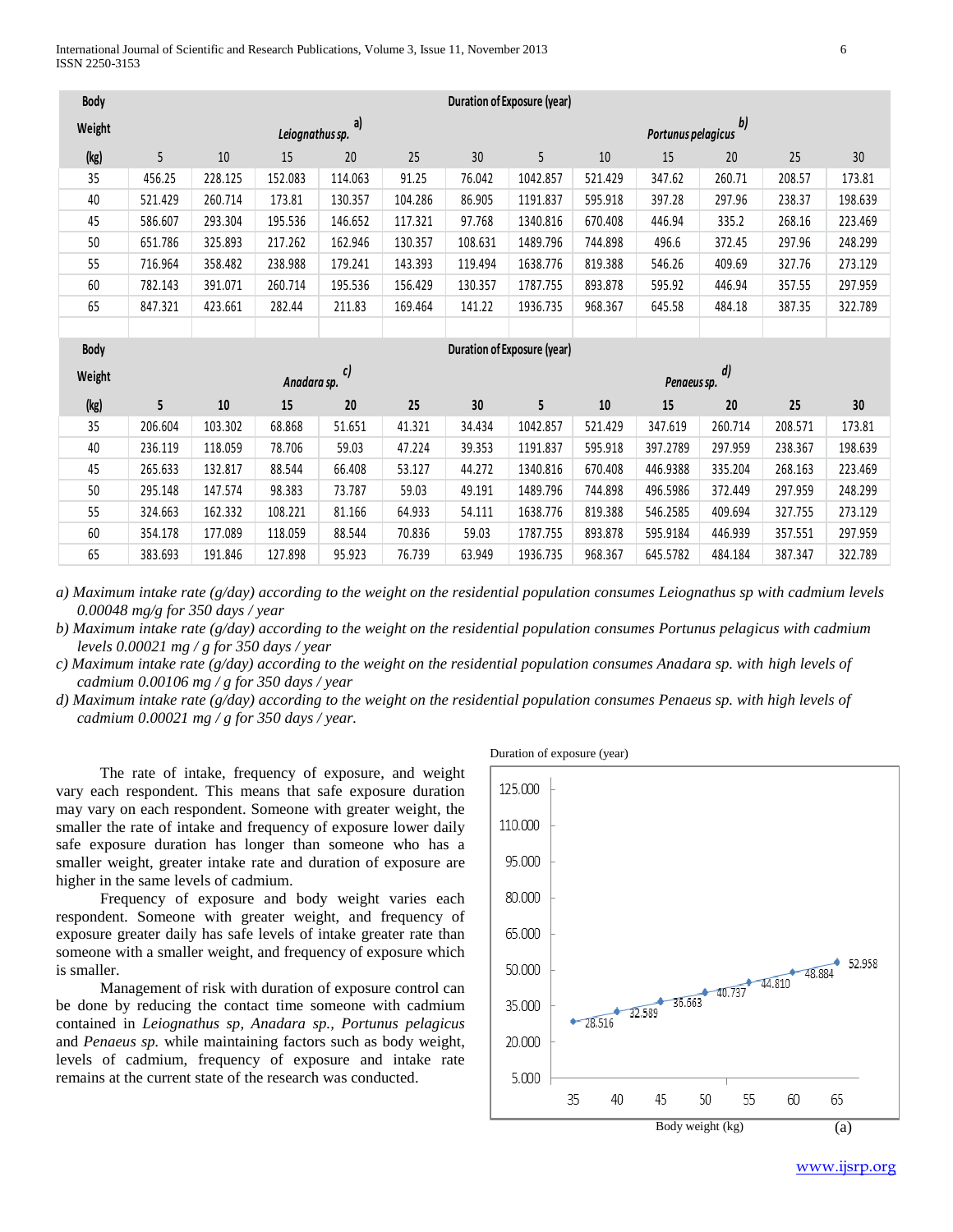| Body Weight (kg) | Duration of Exposure (year) | | | | | | | | | | | |
|---|---|---|---|---|---|---|---|---|---|---|---|---|
| | *Leiognathus sp.* a) | | | | | | *Portunus pelagicus* b) | | | | | |
| | 5 | 10 | 15 | 20 | 25 | 30 | 5 | 10 | 15 | 20 | 25 | 30 |
| 35 | 456.25 | 228.125 | 152.083 | 114.063 | 91.25 | 76.042 | 1042.857 | 521.429 | 347.62 | 260.71 | 208.57 | 173.81 |
| 40 | 521.429 | 260.714 | 173.81 | 130.357 | 104.286 | 86.905 | 1191.837 | 595.918 | 397.28 | 297.96 | 238.37 | 198.639 |
| 45 | 586.607 | 293.304 | 195.536 | 146.652 | 117.321 | 97.768 | 1340.816 | 670.408 | 446.94 | 335.2 | 268.16 | 223.469 |
| 50 | 651.786 | 325.893 | 217.262 | 162.946 | 130.357 | 108.631 | 1489.796 | 744.898 | 496.6 | 372.45 | 297.96 | 248.299 |
| 55 | 716.964 | 358.482 | 238.988 | 179.241 | 143.393 | 119.494 | 1638.776 | 819.388 | 546.26 | 409.69 | 327.76 | 273.129 |
| 60 | 782.143 | 391.071 | 260.714 | 195.536 | 156.429 | 130.357 | 1787.755 | 893.878 | 595.92 | 446.94 | 357.55 | 297.959 |
| 65 | 847.321 | 423.661 | 282.44 | 211.83 | 169.464 | 141.22 | 1936.735 | 968.367 | 645.58 | 484.18 | 387.35 | 322.789 |

| Body Weight (kg) | Duration of Exposure (year) | | | | | | | | | | | |
|---|---|---|---|---|---|---|---|---|---|---|---|---|
| | *Anadara sp.* c) | | | | | | *Penaeus sp.* d) | | | | | |
| | 5 | 10 | 15 | 20 | 25 | 30 | 5 | 10 | 15 | 20 | 25 | 30 |
| 35 | 206.604 | 103.302 | 68.868 | 51.651 | 41.321 | 34.434 | 1042.857 | 521.429 | 347.619 | 260.714 | 208.571 | 173.81 |
| 40 | 236.119 | 118.059 | 78.706 | 59.03 | 47.224 | 39.353 | 1191.837 | 595.918 | 397.2789 | 297.959 | 238.367 | 198.639 |
| 45 | 265.633 | 132.817 | 88.544 | 66.408 | 53.127 | 44.272 | 1340.816 | 670.408 | 446.9388 | 335.204 | 268.163 | 223.469 |
| 50 | 295.148 | 147.574 | 98.383 | 73.787 | 59.03 | 49.191 | 1489.796 | 744.898 | 496.5986 | 372.449 | 297.959 | 248.299 |
| 55 | 324.663 | 162.332 | 108.221 | 81.166 | 64.933 | 54.111 | 1638.776 | 819.388 | 546.2585 | 409.694 | 327.755 | 273.129 |
| 60 | 354.178 | 177.089 | 118.059 | 88.544 | 70.836 | 59.03 | 1787.755 | 893.878 | 595.9184 | 446.939 | 357.551 | 297.959 |
| 65 | 383.693 | 191.846 | 127.898 | 95.923 | 76.739 | 63.949 | 1936.735 | 968.367 | 645.5782 | 484.184 | 387.347 | 322.789 |

*a) Maximum intake rate (g/day) according to the weight on the residential population consumes Leiognathus sp with cadmium levels 0.00048 mg/g for 350 days / year*

*b) Maximum intake rate (g/day) according to the weight on the residential population consumes Portunus pelagicus with cadmium levels 0.00021 mg / g for 350 days / year*

*c) Maximum intake rate (g/day) according to the weight on the residential population consumes Anadara sp. with high levels of cadmium 0.00106 mg / g for 350 days / year*

*d) Maximum intake rate (g/day) according to the weight on the residential population consumes Penaeus sp. with high levels of cadmium 0.00021 mg / g for 350 days / year.*

The rate of intake, frequency of exposure, and weight vary each respondent. This means that safe exposure duration may vary on each respondent. Someone with greater weight, the smaller the rate of intake and frequency of exposure lower daily safe exposure duration has longer than someone who has a smaller weight, greater intake rate and duration of exposure are higher in the same levels of cadmium.

Frequency of exposure and body weight varies each respondent. Someone with greater weight, and frequency of exposure greater daily has safe levels of intake greater rate than someone with a smaller weight, and frequency of exposure which is smaller.

Management of risk with duration of exposure control can be done by reducing the contact time someone with cadmium contained in *Leiognathus sp, Anadara sp., Portunus pelagicus* and *Penaeus sp.* while maintaining factors such as body weight, levels of cadmium, frequency of exposure and intake rate remains at the current state of the research was conducted.

Duration of exposure (year)

| Body weight (kg) | 35 | 40 | 45 | 50 | 55 | 60 | 65 |
|---|---|---|---|---|---|---|---|
| Duration of exposure (year) | 28.516 | 32.589 | 36.663 | 40.737 | 44.810 | 48.884 | 52.958 |

Body weight (kg)

(a)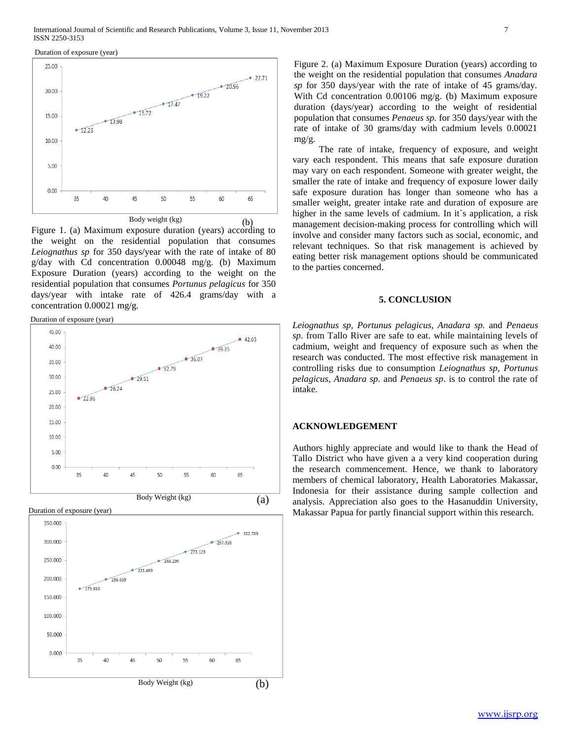Duration of exposure (year)

| Body weight (kg) | 35 | 40 | 45 | 50 | 55 | 60 | 65 |
|---|---|---|---|---|---|---|---|
| Duration of exposure (year) | 12.23 | 13.98 | 15.72 | 17.47 | 19.22 | 20.96 | 22.71 |

(b)

Figure 1. (a) Maximum exposure duration (years) according to the weight on the residential population that consumes *Leiognathus sp* for 350 days/year with the rate of intake of 80 g/day with Cd concentration 0.00048 mg/g. (b) Maximum Exposure Duration (years) according to the weight on the residential population that consumes *Portunus pelagicus* for 350 days/year with intake rate of 426.4 grams/day with a concentration 0.00021 mg/g.

Duration of exposure (year)

| Body Weight (kg) | 35 | 40 | 45 | 50 | 55 | 60 | 65 |
|---|---|---|---|---|---|---|---|
| Duration of exposure (year) | 22.96 | 26.24 | 29.51 | 32.79 | 36.07 | 39.35 | 42.63 |

(a)

Duration of exposure (year)

| Body Weight (kg) | 35 | 40 | 45 | 50 | 55 | 60 | 65 |
|---|---|---|---|---|---|---|---|
| Duration of exposure (year) | 173.810 | 198.639 | 223.469 | 248.299 | 273.129 | 297.959 | 322.789 |

(b)

Figure 2. (a) Maximum Exposure Duration (years) according to the weight on the residential population that consumes *Anadara sp* for 350 days/year with the rate of intake of 45 grams/day. With Cd concentration 0.00106 mg/g. (b) Maximum exposure duration (days/year) according to the weight of residential population that consumes *Penaeus sp.* for 350 days/year with the rate of intake of 30 grams/day with cadmium levels 0.00021 mg/g.

The rate of intake, frequency of exposure, and weight vary each respondent. This means that safe exposure duration may vary on each respondent. Someone with greater weight, the smaller the rate of intake and frequency of exposure lower daily safe exposure duration has longer than someone who has a smaller weight, greater intake rate and duration of exposure are higher in the same levels of cadmium. In it`s application, a risk management decision-making process for controlling which will involve and consider many factors such as social, economic, and relevant techniques. So that risk management is achieved by eating better risk management options should be communicated to the parties concerned.

## 5. CONCLUSION

*Leiognathus sp*, *Portunus pelagicus*, *Anadara sp.* and *Penaeus sp*. from Tallo River are safe to eat. while maintaining levels of cadmium, weight and frequency of exposure such as when the research was conducted. The most effective risk management in controlling risks due to consumption *Leiognathus sp*, *Portunus pelagicus*, *Anadara sp*. and *Penaeus sp*. is to control the rate of intake.

## ACKNOWLEDGEMENT

Authors highly appreciate and would like to thank the Head of Tallo District who have given a a very kind cooperation during the research commencement. Hence, we thank to laboratory members of chemical laboratory, Health Laboratories Makassar, Indonesia for their assistance during sample collection and analysis. Appreciation also goes to the Hasanuddin University, Makassar Papua for partly financial support within this research.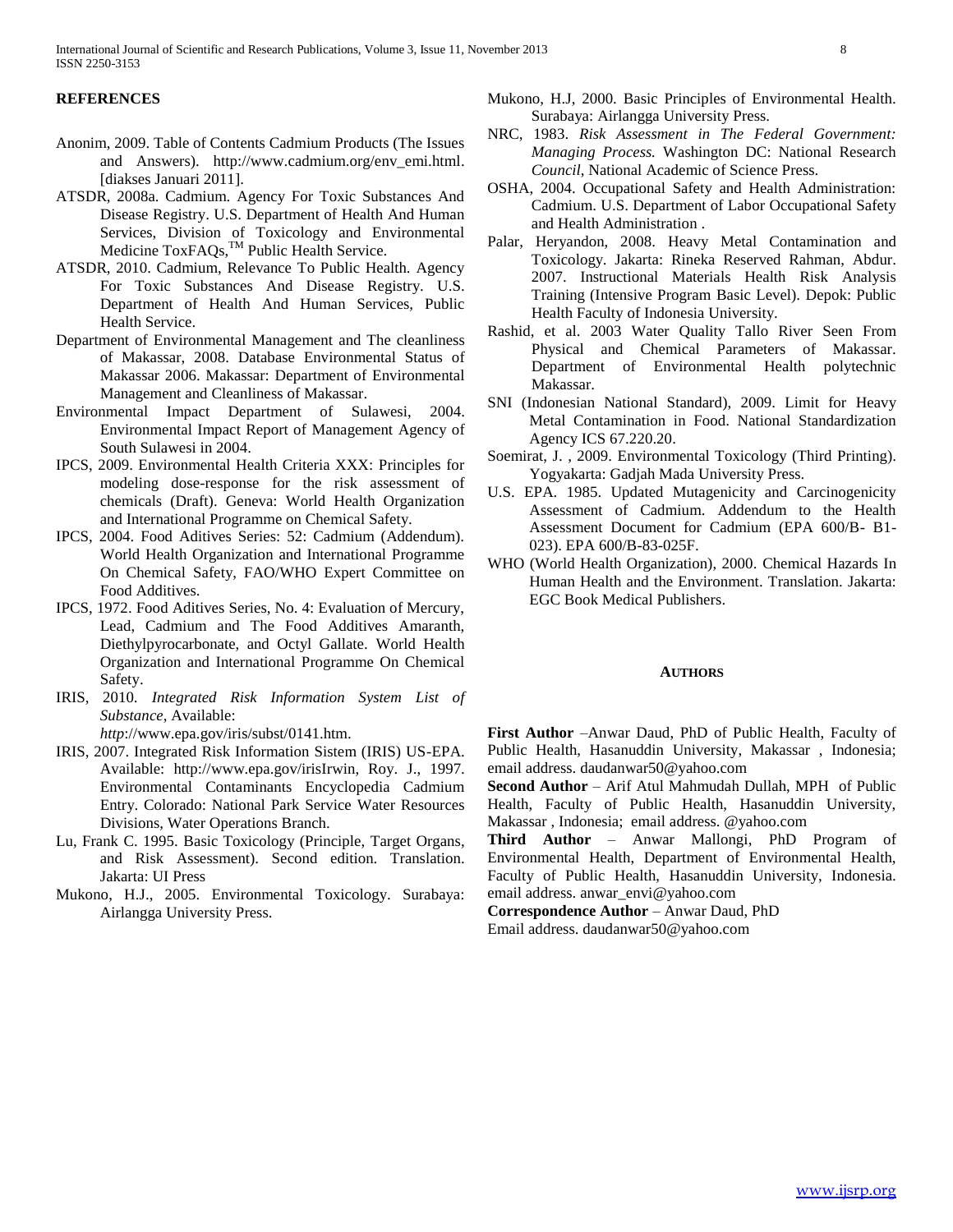## REFERENCES

Anonim, 2009. Table of Contents Cadmium Products (The Issues and Answers). http://www.cadmium.org/env_emi.html. [diakses Januari 2011].

ATSDR, 2008a. Cadmium. Agency For Toxic Substances And Disease Registry. U.S. Department of Health And Human Services, Division of Toxicology and Environmental Medicine ToxFAQs,™ Public Health Service.

ATSDR, 2010. Cadmium, Relevance To Public Health. Agency For Toxic Substances And Disease Registry. U.S. Department of Health And Human Services, Public Health Service.

Department of Environmental Management and The cleanliness of Makassar, 2008. Database Environmental Status of Makassar 2006. Makassar: Department of Environmental Management and Cleanliness of Makassar.

Environmental Impact Department of Sulawesi, 2004. Environmental Impact Report of Management Agency of South Sulawesi in 2004.

IPCS, 2009. Environmental Health Criteria XXX: Principles for modeling dose-response for the risk assessment of chemicals (Draft). Geneva: World Health Organization and International Programme on Chemical Safety.

IPCS, 2004. Food Aditives Series: 52: Cadmium (Addendum). World Health Organization and International Programme On Chemical Safety, FAO/WHO Expert Committee on Food Additives.

IPCS, 1972. Food Aditives Series, No. 4: Evaluation of Mercury, Lead, Cadmium and The Food Additives Amaranth, Diethylpyrocarbonate, and Octyl Gallate. World Health Organization and International Programme On Chemical Safety.

IRIS, 2010. *Integrated Risk Information System List of Substance*, Available: *http*://www.epa.gov/iris/subst/0141.htm.

IRIS, 2007. Integrated Risk Information Sistem (IRIS) US-EPA. Available: http://www.epa.gov/irisIrwin, Roy. J., 1997. Environmental Contaminants Encyclopedia Cadmium Entry. Colorado: National Park Service Water Resources Divisions, Water Operations Branch.

Lu, Frank C. 1995. Basic Toxicology (Principle, Target Organs, and Risk Assessment). Second edition. Translation. Jakarta: UI Press

Mukono, H.J., 2005. Environmental Toxicology. Surabaya: Airlangga University Press.

Mukono, H.J, 2000. Basic Principles of Environmental Health. Surabaya: Airlangga University Press.

NRC, 1983. *Risk Assessment in The Federal Government: Managing Process.* Washington DC: National Research *Council*, National Academic of Science Press.

OSHA, 2004. Occupational Safety and Health Administration: Cadmium. U.S. Department of Labor Occupational Safety and Health Administration .

Palar, Heryandon, 2008. Heavy Metal Contamination and Toxicology. Jakarta: Rineka Reserved Rahman, Abdur. 2007. Instructional Materials Health Risk Analysis Training (Intensive Program Basic Level). Depok: Public Health Faculty of Indonesia University.

Rashid, et al. 2003 Water Quality Tallo River Seen From Physical and Chemical Parameters of Makassar. Department of Environmental Health polytechnic Makassar.

SNI (Indonesian National Standard), 2009. Limit for Heavy Metal Contamination in Food. National Standardization Agency ICS 67.220.20.

Soemirat, J. , 2009. Environmental Toxicology (Third Printing). Yogyakarta: Gadjah Mada University Press.

U.S. EPA. 1985. Updated Mutagenicity and Carcinogenicity Assessment of Cadmium. Addendum to the Health Assessment Document for Cadmium (EPA 600/B- B1-023). EPA 600/B-83-025F.

WHO (World Health Organization), 2000. Chemical Hazards In Human Health and the Environment. Translation. Jakarta: EGC Book Medical Publishers.

## AUTHORS

**First Author** –Anwar Daud, PhD of Public Health, Faculty of Public Health, Hasanuddin University, Makassar , Indonesia; email address. daudanwar50@yahoo.com

**Second Author** – Arif Atul Mahmudah Dullah, MPH of Public Health, Faculty of Public Health, Hasanuddin University, Makassar , Indonesia; email address. @yahoo.com

**Third Author** – Anwar Mallongi, PhD Program of Environmental Health, Department of Environmental Health, Faculty of Public Health, Hasanuddin University, Indonesia. email address. anwar_envi@yahoo.com

**Correspondence Author** – Anwar Daud, PhD
Email address. daudanwar50@yahoo.com